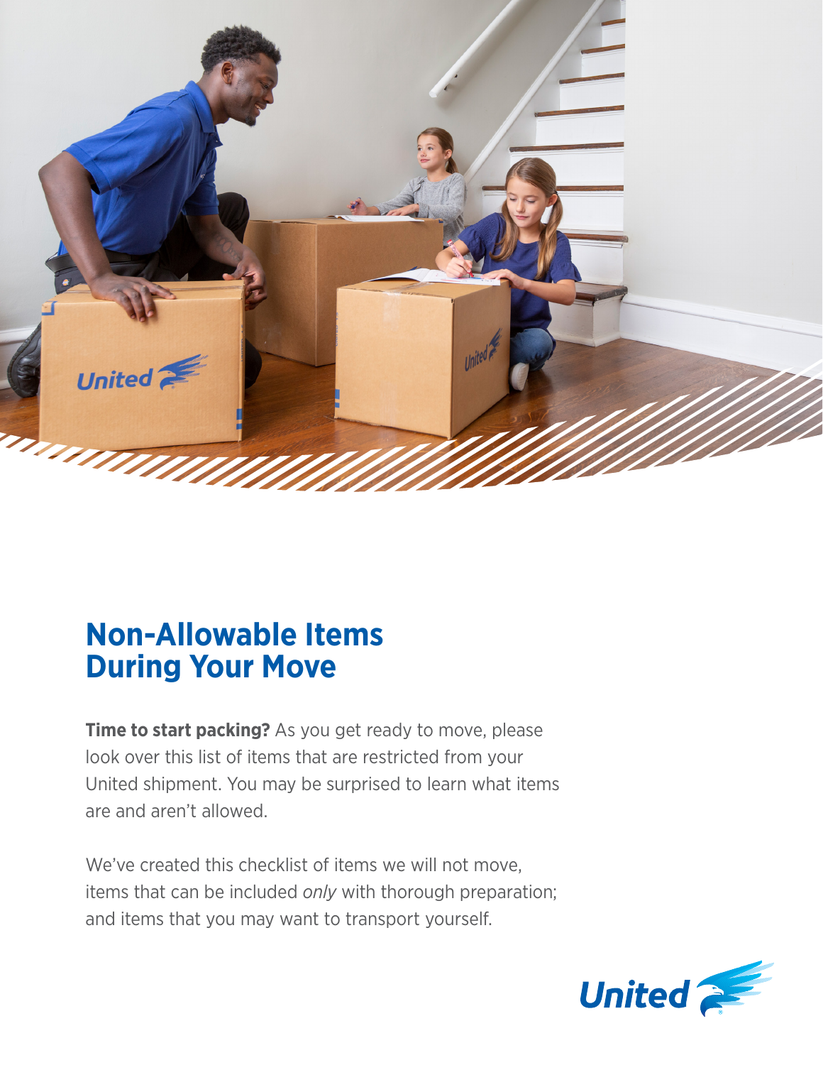# Non-Allowable Items During Your Move

**Time to start packing?** As you get ready to move, please look over this list of items that are restricted from your United shipment. You may be surprised to learn what items are and aren't allowed.

We've created this checklist of items we will not move, items that can be included *only* with thorough preparation; and items that you may want to transport yourself.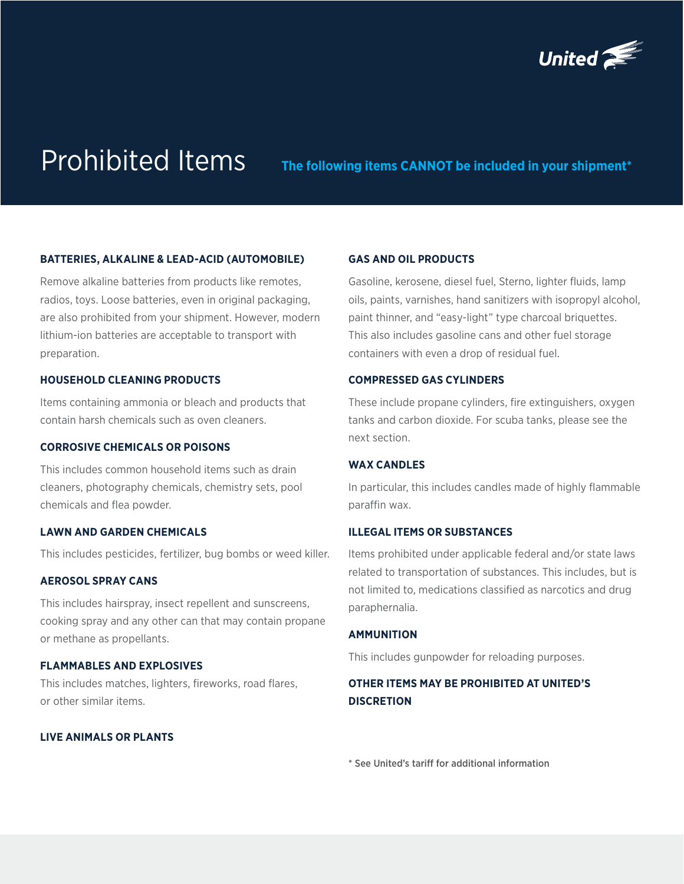# Prohibited Items

**The following items CANNOT be included in your shipment***

### BATTERIES, ALKALINE & LEAD-ACID (AUTOMOBILE)

Remove alkaline batteries from products like remotes, radios, toys. Loose batteries, even in original packaging, are also prohibited from your shipment. However, modern lithium-ion batteries are acceptable to transport with preparation.

### HOUSEHOLD CLEANING PRODUCTS

Items containing ammonia or bleach and products that contain harsh chemicals such as oven cleaners.

### CORROSIVE CHEMICALS OR POISONS

This includes common household items such as drain cleaners, photography chemicals, chemistry sets, pool chemicals and flea powder.

### LAWN AND GARDEN CHEMICALS

This includes pesticides, fertilizer, bug bombs or weed killer.

### AEROSOL SPRAY CANS

This includes hairspray, insect repellent and sunscreens, cooking spray and any other can that may contain propane or methane as propellants.

### FLAMMABLES AND EXPLOSIVES

This includes matches, lighters, fireworks, road flares, or other similar items.

### LIVE ANIMALS OR PLANTS

### GAS AND OIL PRODUCTS

Gasoline, kerosene, diesel fuel, Sterno, lighter fluids, lamp oils, paints, varnishes, hand sanitizers with isopropyl alcohol, paint thinner, and "easy-light" type charcoal briquettes. This also includes gasoline cans and other fuel storage containers with even a drop of residual fuel.

### COMPRESSED GAS CYLINDERS

These include propane cylinders, fire extinguishers, oxygen tanks and carbon dioxide. For scuba tanks, please see the next section.

### WAX CANDLES

In particular, this includes candles made of highly flammable paraffin wax.

### ILLEGAL ITEMS OR SUBSTANCES

Items prohibited under applicable federal and/or state laws related to transportation of substances. This includes, but is not limited to, medications classified as narcotics and drug paraphernalia.

### AMMUNITION

This includes gunpowder for reloading purposes.

### OTHER ITEMS MAY BE PROHIBITED AT UNITED'S DISCRETION

\* See United's tariff for additional information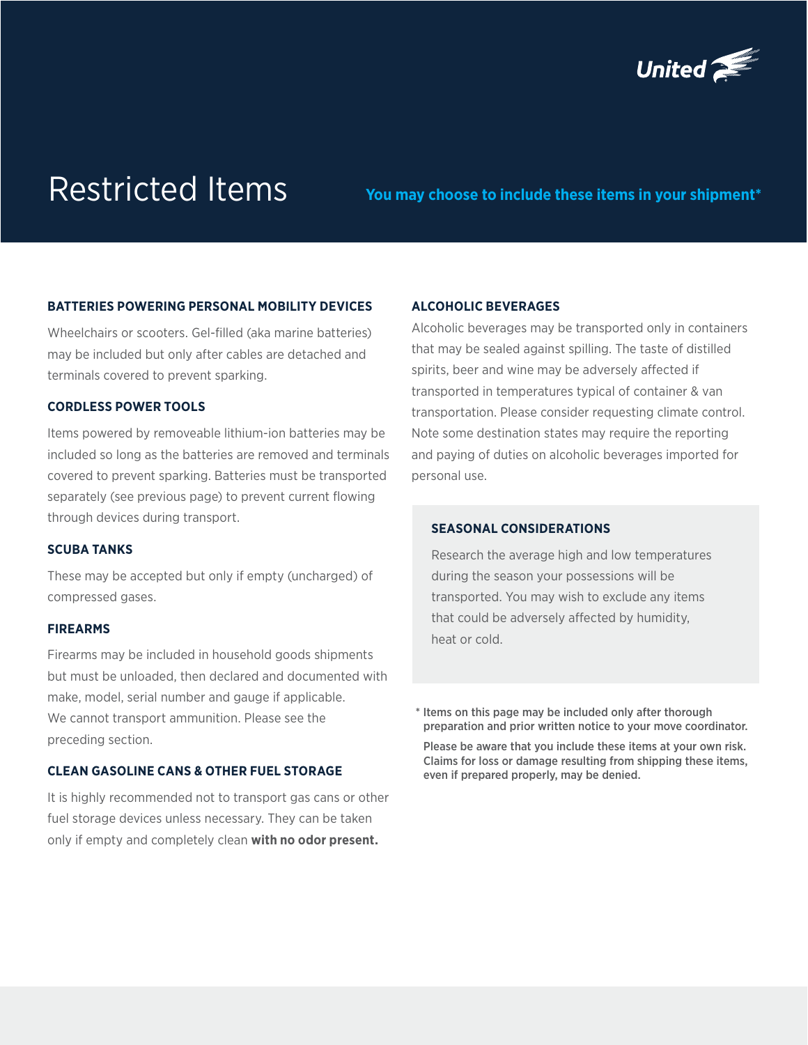# Restricted Items

**You may choose to include these items in your shipment***

### BATTERIES POWERING PERSONAL MOBILITY DEVICES

Wheelchairs or scooters. Gel-filled (aka marine batteries) may be included but only after cables are detached and terminals covered to prevent sparking.

### CORDLESS POWER TOOLS

Items powered by removeable lithium-ion batteries may be included so long as the batteries are removed and terminals covered to prevent sparking. Batteries must be transported separately (see previous page) to prevent current flowing through devices during transport.

### SCUBA TANKS

These may be accepted but only if empty (uncharged) of compressed gases.

### FIREARMS

Firearms may be included in household goods shipments but must be unloaded, then declared and documented with make, model, serial number and gauge if applicable. We cannot transport ammunition. Please see the preceding section.

### CLEAN GASOLINE CANS & OTHER FUEL STORAGE

It is highly recommended not to transport gas cans or other fuel storage devices unless necessary. They can be taken only if empty and completely clean **with no odor present.**

### ALCOHOLIC BEVERAGES

Alcoholic beverages may be transported only in containers that may be sealed against spilling. The taste of distilled spirits, beer and wine may be adversely affected if transported in temperatures typical of container & van transportation. Please consider requesting climate control. Note some destination states may require the reporting and paying of duties on alcoholic beverages imported for personal use.

### SEASONAL CONSIDERATIONS

Research the average high and low temperatures during the season your possessions will be transported. You may wish to exclude any items that could be adversely affected by humidity, heat or cold.

\* Items on this page may be included only after thorough preparation and prior written notice to your move coordinator.

Please be aware that you include these items at your own risk. Claims for loss or damage resulting from shipping these items, even if prepared properly, may be denied.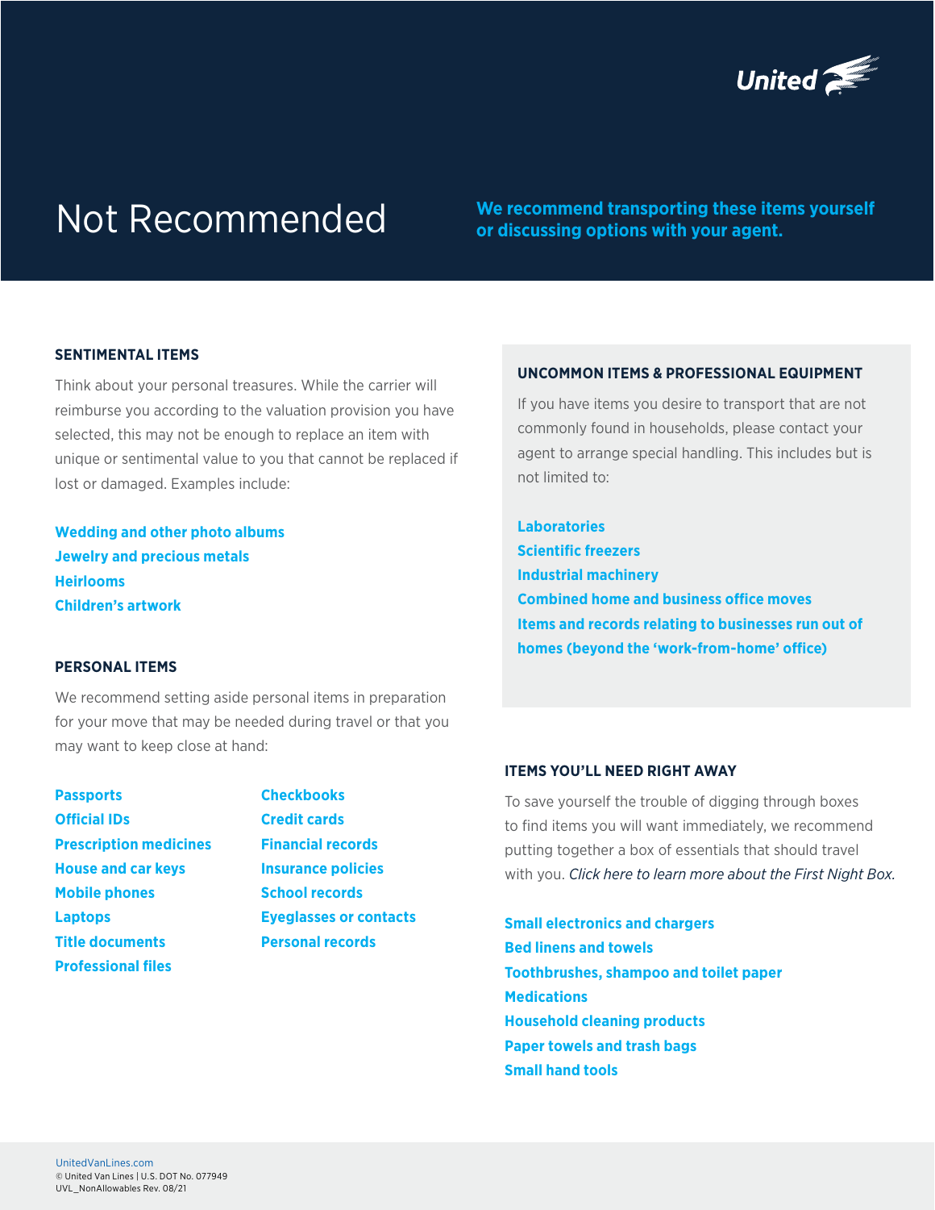# Not Recommended

**We recommend transporting these items yourself or discussing options with your agent.**

### SENTIMENTAL ITEMS

Think about your personal treasures. While the carrier will reimburse you according to the valuation provision you have selected, this may not be enough to replace an item with unique or sentimental value to you that cannot be replaced if lost or damaged. Examples include:

- Wedding and other photo albums
- Jewelry and precious metals
- Heirlooms
- Children's artwork

### PERSONAL ITEMS

We recommend setting aside personal items in preparation for your move that may be needed during travel or that you may want to keep close at hand:

- Passports
- Official IDs
- Prescription medicines
- House and car keys
- Mobile phones
- Laptops
- Title documents
- Professional files
- Checkbooks
- Credit cards
- Financial records
- Insurance policies
- School records
- Eyeglasses or contacts
- Personal records

### UNCOMMON ITEMS & PROFESSIONAL EQUIPMENT

If you have items you desire to transport that are not commonly found in households, please contact your agent to arrange special handling. This includes but is not limited to:

- Laboratories
- Scientific freezers
- Industrial machinery
- Combined home and business office moves
- Items and records relating to businesses run out of homes (beyond the 'work-from-home' office)

### ITEMS YOU'LL NEED RIGHT AWAY

To save yourself the trouble of digging through boxes to find items you will want immediately, we recommend putting together a box of essentials that should travel with you. *Click here to learn more about the First Night Box.*

- Small electronics and chargers
- Bed linens and towels
- Toothbrushes, shampoo and toilet paper
- Medications
- Household cleaning products
- Paper towels and trash bags
- Small hand tools

UnitedVanLines.com
© United Van Lines | U.S. DOT No. 077949
UVL_NonAllowables Rev. 08/21